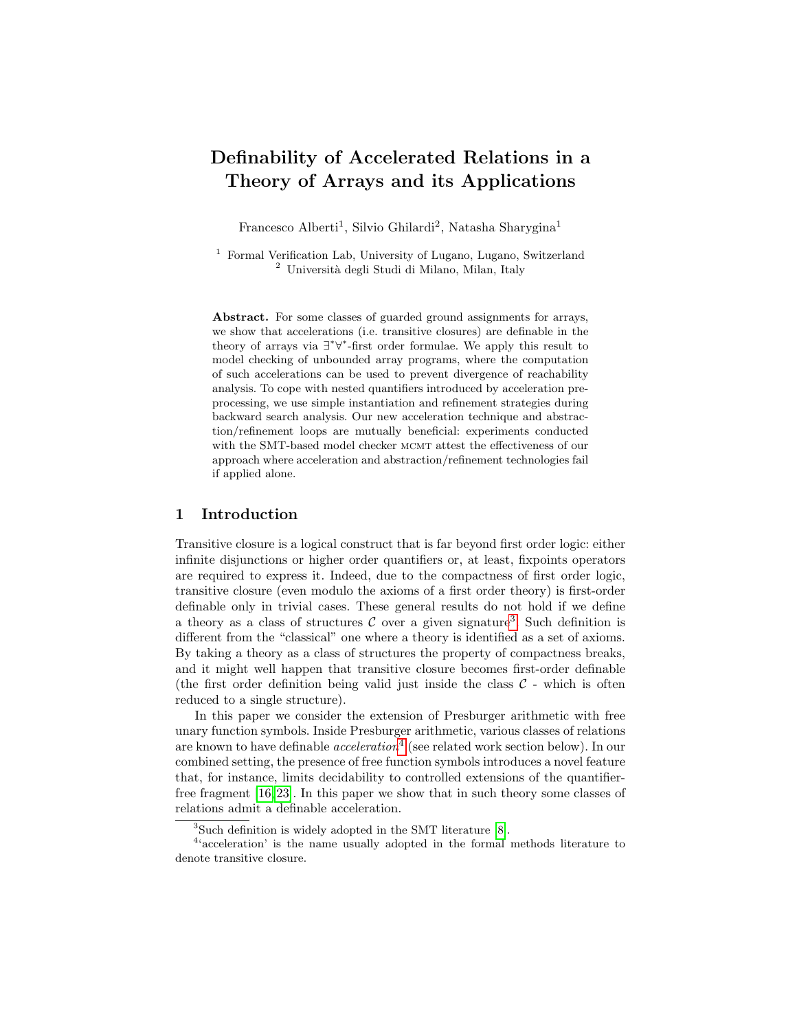# Definability of Accelerated Relations in a Theory of Arrays and its Applications

Francesco Alberti[1], Silvio Ghilardi[2], Natasha Sharygina[1]

[1] Formal Verification Lab, University of Lugano, Lugano, Switzerland
[2] Università degli Studi di Milano, Milan, Italy

**Abstract.** For some classes of guarded ground assignments for arrays, we show that accelerations (i.e. transitive closures) are definable in the theory of arrays via $\exists^*\forall^*$-first order formulae. We apply this result to model checking of unbounded array programs, where the computation of such accelerations can be used to prevent divergence of reachability analysis. To cope with nested quantifiers introduced by acceleration preprocessing, we use simple instantiation and refinement strategies during backward search analysis. Our new acceleration technique and abstraction/refinement loops are mutually beneficial: experiments conducted with the SMT-based model checker MCMT attest the effectiveness of our approach where acceleration and abstraction/refinement technologies fail if applied alone.

## 1 Introduction

Transitive closure is a logical construct that is far beyond first order logic: either infinite disjunctions or higher order quantifiers or, at least, fixpoints operators are required to express it. Indeed, due to the compactness of first order logic, transitive closure (even modulo the axioms of a first order theory) is first-order definable only in trivial cases. These general results do not hold if we define a theory as a class of structures $\mathcal{C}$ over a given signature[3]. Such definition is different from the "classical" one where a theory is identified as a set of axioms. By taking a theory as a class of structures the property of compactness breaks, and it might well happen that transitive closure becomes first-order definable (the first order definition being valid just inside the class $\mathcal{C}$ - which is often reduced to a single structure).

In this paper we consider the extension of Presburger arithmetic with free unary function symbols. Inside Presburger arithmetic, various classes of relations are known to have definable *acceleration*[4] (see related work section below). In our combined setting, the presence of free function symbols introduces a novel feature that, for instance, limits decidability to controlled extensions of the quantifier-free fragment [16,23]. In this paper we show that in such theory some classes of relations admit a definable acceleration.

[3] Such definition is widely adopted in the SMT literature [8].

[4] 'acceleration' is the name usually adopted in the formal methods literature to denote transitive closure.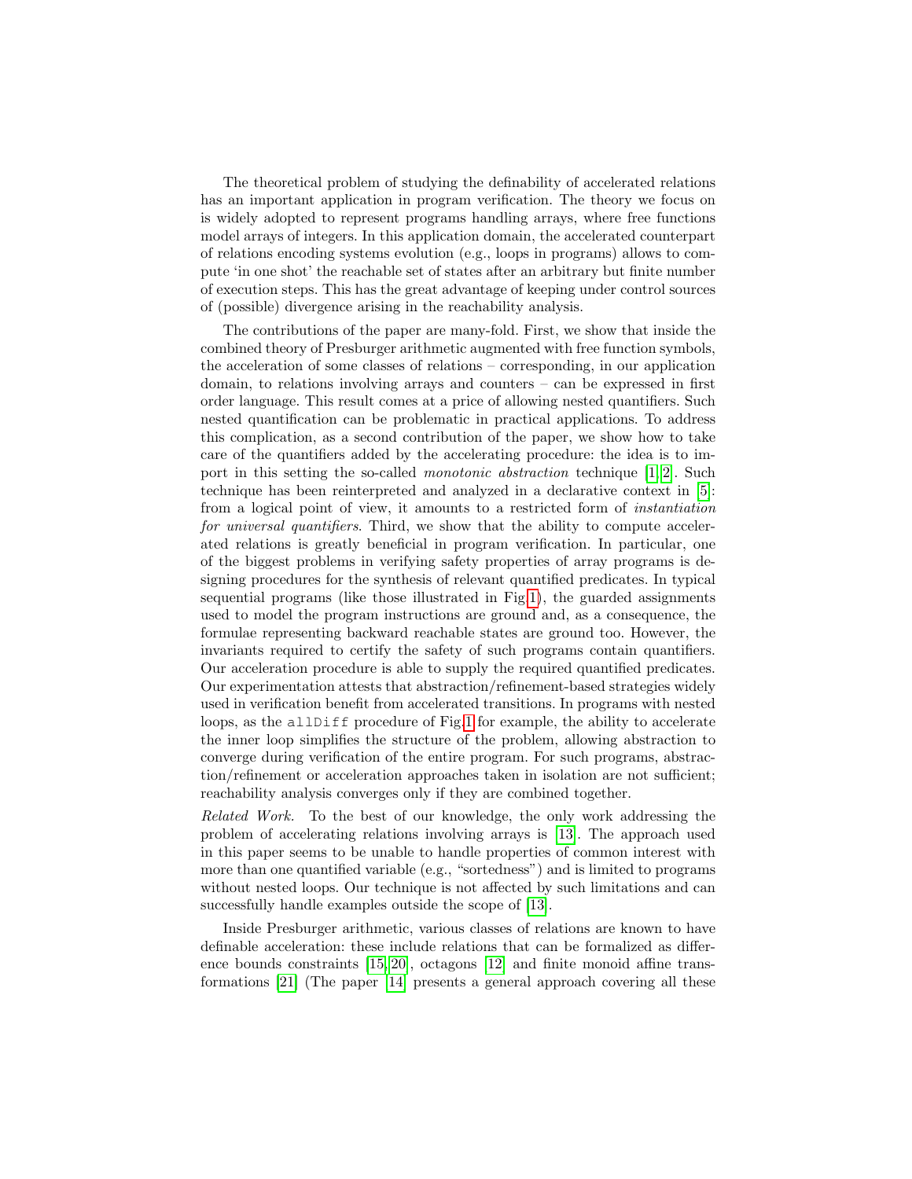The theoretical problem of studying the definability of accelerated relations has an important application in program verification. The theory we focus on is widely adopted to represent programs handling arrays, where free functions model arrays of integers. In this application domain, the accelerated counterpart of relations encoding systems evolution (e.g., loops in programs) allows to compute 'in one shot' the reachable set of states after an arbitrary but finite number of execution steps. This has the great advantage of keeping under control sources of (possible) divergence arising in the reachability analysis.

The contributions of the paper are many-fold. First, we show that inside the combined theory of Presburger arithmetic augmented with free function symbols, the acceleration of some classes of relations – corresponding, in our application domain, to relations involving arrays and counters – can be expressed in first order language. This result comes at a price of allowing nested quantifiers. Such nested quantification can be problematic in practical applications. To address this complication, as a second contribution of the paper, we show how to take care of the quantifiers added by the accelerating procedure: the idea is to import in this setting the so-called *monotonic abstraction* technique [1,2]. Such technique has been reinterpreted and analyzed in a declarative context in [5]: from a logical point of view, it amounts to a restricted form of *instantiation for universal quantifiers*. Third, we show that the ability to compute accelerated relations is greatly beneficial in program verification. In particular, one of the biggest problems in verifying safety properties of array programs is designing procedures for the synthesis of relevant quantified predicates. In typical sequential programs (like those illustrated in Fig.1), the guarded assignments used to model the program instructions are ground and, as a consequence, the formulae representing backward reachable states are ground too. However, the invariants required to certify the safety of such programs contain quantifiers. Our acceleration procedure is able to supply the required quantified predicates. Our experimentation attests that abstraction/refinement-based strategies widely used in verification benefit from accelerated transitions. In programs with nested loops, as the `allDiff` procedure of Fig.1 for example, the ability to accelerate the inner loop simplifies the structure of the problem, allowing abstraction to converge during verification of the entire program. For such programs, abstraction/refinement or acceleration approaches taken in isolation are not sufficient; reachability analysis converges only if they are combined together.

*Related Work.* To the best of our knowledge, the only work addressing the problem of accelerating relations involving arrays is [13]. The approach used in this paper seems to be unable to handle properties of common interest with more than one quantified variable (e.g., "sortedness") and is limited to programs without nested loops. Our technique is not affected by such limitations and can successfully handle examples outside the scope of [13].

Inside Presburger arithmetic, various classes of relations are known to have definable acceleration: these include relations that can be formalized as difference bounds constraints [15,20], octagons [12] and finite monoid affine transformations [21] (The paper [14] presents a general approach covering all these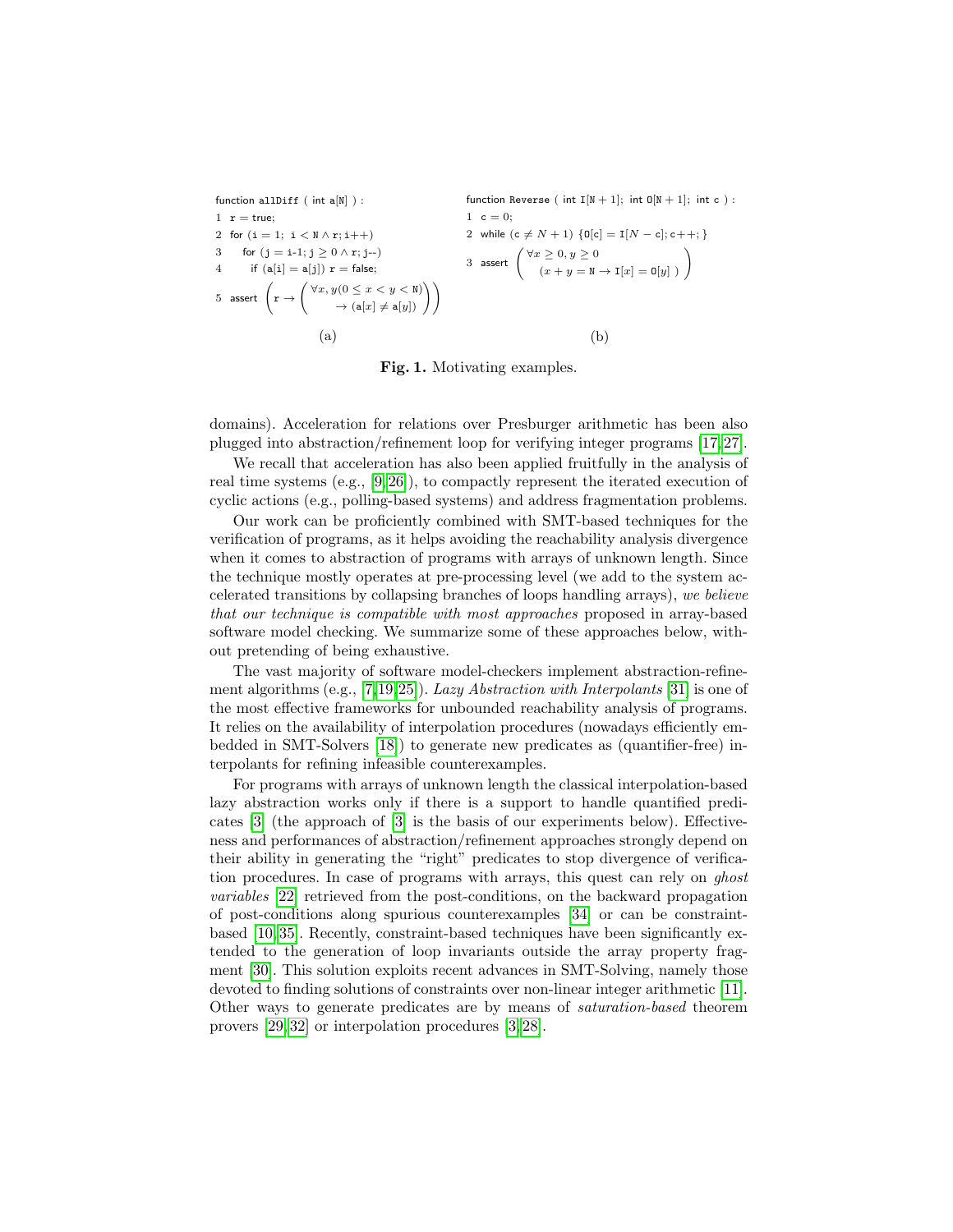```
function allDiff ( int a[N] ) :
1  r = true;
2  for (i = 1; i < N ∧ r; i++)
3     for (j = i-1; j ≥ 0 ∧ r; j--)
4        if (a[i] = a[j]) r = false;
5  assert ( r → ( ∀x, y(0 ≤ x < y < N)
                   → (a[x] ≠ a[y]) ) )
```

(a)

```
function Reverse ( int I[N + 1]; int O[N + 1]; int c ) :
1  c = 0;
2  while (c ≠ N + 1) {O[c] = I[N − c]; c++; }
3  assert ( ∀x ≥ 0, y ≥ 0
            (x + y = N → I[x] = O[y] ) )
```

(b)

**Fig. 1.** Motivating examples.

domains). Acceleration for relations over Presburger arithmetic has been also plugged into abstraction/refinement loop for verifying integer programs [17,27].

We recall that acceleration has also been applied fruitfully in the analysis of real time systems (e.g., [9,26]), to compactly represent the iterated execution of cyclic actions (e.g., polling-based systems) and address fragmentation problems.

Our work can be proficiently combined with SMT-based techniques for the verification of programs, as it helps avoiding the reachability analysis divergence when it comes to abstraction of programs with arrays of unknown length. Since the technique mostly operates at pre-processing level (we add to the system accelerated transitions by collapsing branches of loops handling arrays), *we believe that our technique is compatible with most approaches* proposed in array-based software model checking. We summarize some of these approaches below, without pretending of being exhaustive.

The vast majority of software model-checkers implement abstraction-refinement algorithms (e.g., [7,19,25]). *Lazy Abstraction with Interpolants* [31] is one of the most effective frameworks for unbounded reachability analysis of programs. It relies on the availability of interpolation procedures (nowadays efficiently embedded in SMT-Solvers [18]) to generate new predicates as (quantifier-free) interpolants for refining infeasible counterexamples.

For programs with arrays of unknown length the classical interpolation-based lazy abstraction works only if there is a support to handle quantified predicates [3] (the approach of [3] is the basis of our experiments below). Effectiveness and performances of abstraction/refinement approaches strongly depend on their ability in generating the "right" predicates to stop divergence of verification procedures. In case of programs with arrays, this quest can rely on *ghost variables* [22] retrieved from the post-conditions, on the backward propagation of post-conditions along spurious counterexamples [34] or can be constraint-based [10,35]. Recently, constraint-based techniques have been significantly extended to the generation of loop invariants outside the array property fragment [30]. This solution exploits recent advances in SMT-Solving, namely those devoted to finding solutions of constraints over non-linear integer arithmetic [11]. Other ways to generate predicates are by means of *saturation-based* theorem provers [29,32] or interpolation procedures [3,28].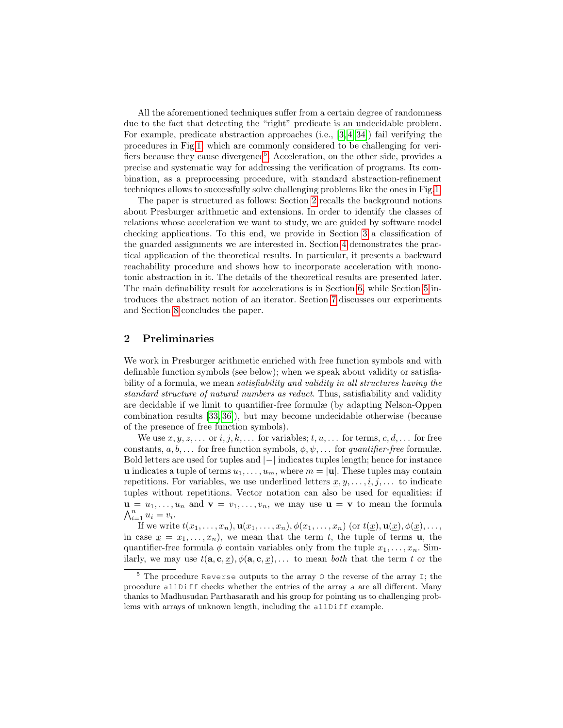All the aforementioned techniques suffer from a certain degree of randomness due to the fact that detecting the "right" predicate is an undecidable problem. For example, predicate abstraction approaches (i.e., [3,4,34]) fail verifying the procedures in Fig.1, which are commonly considered to be challenging for verifiers because they cause divergence[5]. Acceleration, on the other side, provides a precise and systematic way for addressing the verification of programs. Its combination, as a preprocessing procedure, with standard abstraction-refinement techniques allows to successfully solve challenging problems like the ones in Fig.1.

The paper is structured as follows: Section 2 recalls the background notions about Presburger arithmetic and extensions. In order to identify the classes of relations whose acceleration we want to study, we are guided by software model checking applications. To this end, we provide in Section 3 a classification of the guarded assignments we are interested in. Section 4 demonstrates the practical application of the theoretical results. In particular, it presents a backward reachability procedure and shows how to incorporate acceleration with monotonic abstraction in it. The details of the theoretical results are presented later. The main definability result for accelerations is in Section 6, while Section 5 introduces the abstract notion of an iterator. Section 7 discusses our experiments and Section 8 concludes the paper.

## 2 Preliminaries

We work in Presburger arithmetic enriched with free function symbols and with definable function symbols (see below); when we speak about validity or satisfiability of a formula, we mean *satisfiability and validity in all structures having the standard structure of natural numbers as reduct*. Thus, satisfiability and validity are decidable if we limit to quantifier-free formulæ (by adapting Nelson-Oppen combination results [33,36]), but may become undecidable otherwise (because of the presence of free function symbols).

We use $x, y, z, \dots$ or $i, j, k, \dots$ for variables; $t, u, \dots$ for terms, $c, d, \dots$ for free constants, $a, b, \dots$ for free function symbols, $\phi, \psi, \dots$ for *quantifier-free* formulæ. Bold letters are used for tuples and $|-|$ indicates tuples length; hence for instance $\mathbf{u}$ indicates a tuple of terms $u_1, \dots, u_m$, where $m = |\mathbf{u}|$. These tuples may contain repetitions. For variables, we use underlined letters $\underline{x}, \underline{y}, \dots, \underline{i}, \underline{j}, \dots$ to indicate tuples without repetitions. Vector notation can also be used for equalities: if $\mathbf{u} = u_1, \dots, u_n$ and $\mathbf{v} = v_1, \dots, v_n$, we may use $\mathbf{u} = \mathbf{v}$ to mean the formula $\bigwedge_{i=1}^{n} u_i = v_i$.

If we write $t(x_1, \dots, x_n), \mathbf{u}(x_1, \dots, x_n), \phi(x_1, \dots, x_n)$ (or $t(\underline{x}), \mathbf{u}(\underline{x}), \phi(\underline{x}), \dots$, in case $\underline{x} = x_1, \dots, x_n$), we mean that the term $t$, the tuple of terms $\mathbf{u}$, the quantifier-free formula $\phi$ contain variables only from the tuple $x_1, \dots, x_n$. Similarly, we may use $t(\mathbf{a}, \mathbf{c}, \underline{x}), \phi(\mathbf{a}, \mathbf{c}, \underline{x}), \dots$ to mean *both* that the term $t$ or the

[5] The procedure `Reverse` outputs to the array `O` the reverse of the array `I`; the procedure `allDiff` checks whether the entries of the array `a` are all different. Many thanks to Madhusudan Parthasarath and his group for pointing us to challenging problems with arrays of unknown length, including the `allDiff` example.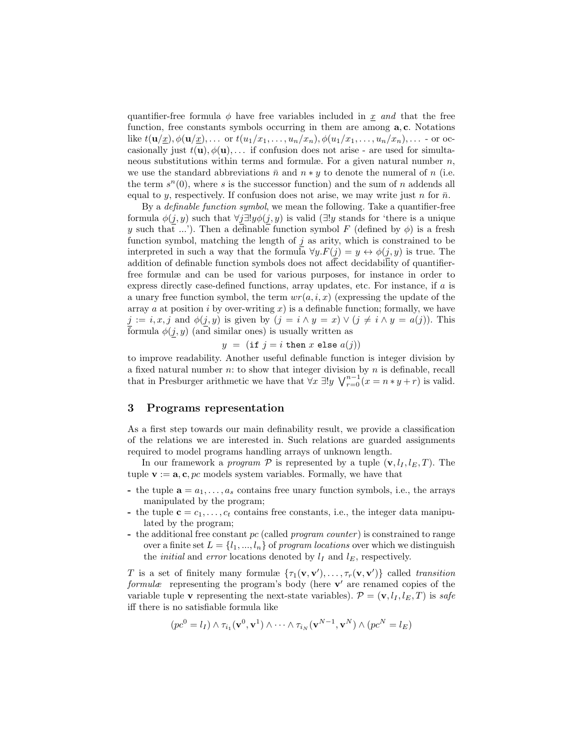quantifier-free formula $\phi$ have free variables included in $\underline{x}$ *and* that the free function, free constants symbols occurring in them are among $\mathbf{a}, \mathbf{c}$. Notations like $t(\mathbf{u}/\underline{x}), \phi(\mathbf{u}/\underline{x}), \ldots$ or $t(u_1/x_1, \ldots, u_n/x_n), \phi(u_1/x_1, \ldots, u_n/x_n), \ldots$ - or occasionally just $t(\mathbf{u}), \phi(\mathbf{u}), \ldots$ if confusion does not arise - are used for simultaneous substitutions within terms and formulæ. For a given natural number $n$, we use the standard abbreviations $\bar{n}$ and $n * y$ to denote the numeral of $n$ (i.e. the term $s^n(0)$, where $s$ is the successor function) and the sum of $n$ addends all equal to $y$, respectively. If confusion does not arise, we may write just $n$ for $\bar{n}$.

By a *definable function symbol*, we mean the following. Take a quantifier-free formula $\phi(\underline{j}, y)$ such that $\forall \underline{j} \exists! y \phi(\underline{j}, y)$ is valid ($\exists! y$ stands for 'there is a unique $y$ such that ...'). Then a definable function symbol $F$ (defined by $\phi$) is a fresh function symbol, matching the length of $\underline{j}$ as arity, which is constrained to be interpreted in such a way that the formula $\forall y. F(\underline{j}) = y \leftrightarrow \phi(\underline{j}, y)$ is true. The addition of definable function symbols does not affect decidability of quantifier-free formulæ and can be used for various purposes, for instance in order to express directly case-defined functions, array updates, etc. For instance, if $a$ is a unary free function symbol, the term $wr(a, i, x)$ (expressing the update of the array $a$ at position $i$ by over-writing $x$) is a definable function; formally, we have $\underline{j} := i, x, j$ and $\phi(\underline{j}, y)$ is given by $(j = i \wedge y = x) \vee (j \neq i \wedge y = a(j))$. This formula $\phi(\underline{j}, y)$ (and similar ones) is usually written as

$$y \;=\; (\texttt{if } j = i \texttt{ then } x \texttt{ else } a(j))$$

to improve readability. Another useful definable function is integer division by a fixed natural number $n$: to show that integer division by $n$ is definable, recall that in Presburger arithmetic we have that $\forall x\ \exists! y\ \bigvee_{r=0}^{n-1} (x = n * y + r)$ is valid.

## 3 Programs representation

As a first step towards our main definability result, we provide a classification of the relations we are interested in. Such relations are guarded assignments required to model programs handling arrays of unknown length.

In our framework a *program* $\mathcal{P}$ is represented by a tuple $(\mathbf{v}, l_I, l_E, T)$. The tuple $\mathbf{v} := \mathbf{a}, \mathbf{c}, pc$ models system variables. Formally, we have that

- the tuple $\mathbf{a} = a_1, \ldots, a_s$ contains free unary function symbols, i.e., the arrays manipulated by the program;
- the tuple $\mathbf{c} = c_1, \ldots, c_t$ contains free constants, i.e., the integer data manipulated by the program;
- the additional free constant $pc$ (called *program counter*) is constrained to range over a finite set $L = \{l_1, ..., l_n\}$ of *program locations* over which we distinguish the *initial* and *error* locations denoted by $l_I$ and $l_E$, respectively.

$T$ is a set of finitely many formulæ $\{\tau_1(\mathbf{v}, \mathbf{v}'), \ldots, \tau_r(\mathbf{v}, \mathbf{v}')\}$ called *transition formulæ* representing the program's body (here $\mathbf{v}'$ are renamed copies of the variable tuple $\mathbf{v}$ representing the next-state variables). $\mathcal{P} = (\mathbf{v}, l_I, l_E, T)$ is *safe* iff there is no satisfiable formula like

$$(pc^0 = l_I) \wedge \tau_{i_1}(\mathbf{v}^0, \mathbf{v}^1) \wedge \cdots \wedge \tau_{i_N}(\mathbf{v}^{N-1}, \mathbf{v}^N) \wedge (pc^N = l_E)$$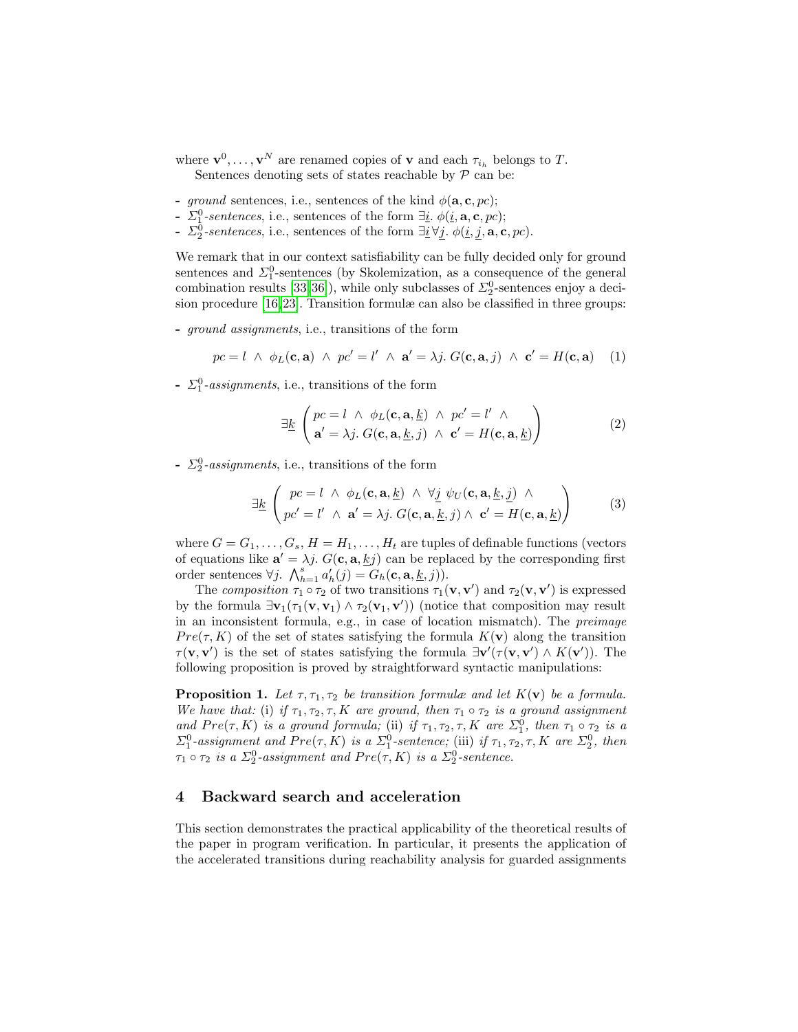where $\mathbf{v}^0, \ldots, \mathbf{v}^N$ are renamed copies of $\mathbf{v}$ and each $\tau_{i_h}$ belongs to $T$.

Sentences denoting sets of states reachable by $\mathcal{P}$ can be:

- *ground* sentences, i.e., sentences of the kind $\phi(\mathbf{a}, \mathbf{c}, pc)$;
- $\Sigma_1^0$-*sentences*, i.e., sentences of the form $\exists \underline{i}.\ \phi(\underline{i}, \mathbf{a}, \mathbf{c}, pc)$;
- $\Sigma_2^0$-*sentences*, i.e., sentences of the form $\exists \underline{i}\, \forall \underline{j}.\ \phi(\underline{i}, \underline{j}, \mathbf{a}, \mathbf{c}, pc)$.

We remark that in our context satisfiability can be fully decided only for ground sentences and $\Sigma_1^0$-sentences (by Skolemization, as a consequence of the general combination results [33,36]), while only subclasses of $\Sigma_2^0$-sentences enjoy a decision procedure [16,23]. Transition formulæ can also be classified in three groups:

- *ground assignments*, i.e., transitions of the form

$$pc = l \ \wedge\ \phi_L(\mathbf{c}, \mathbf{a}) \ \wedge\ pc' = l' \ \wedge\ \mathbf{a}' = \lambda j.\ G(\mathbf{c}, \mathbf{a}, j) \ \wedge\ \mathbf{c}' = H(\mathbf{c}, \mathbf{a}) \tag{1}$$

- $\Sigma_1^0$-*assignments*, i.e., transitions of the form

$$\exists \underline{k} \begin{pmatrix} pc = l \ \wedge\ \phi_L(\mathbf{c}, \mathbf{a}, \underline{k}) \ \wedge\ pc' = l' \ \wedge \\ \mathbf{a}' = \lambda j.\ G(\mathbf{c}, \mathbf{a}, \underline{k}, j) \ \wedge\ \mathbf{c}' = H(\mathbf{c}, \mathbf{a}, \underline{k}) \end{pmatrix} \tag{2}$$

- $\Sigma_2^0$-*assignments*, i.e., transitions of the form

$$\exists \underline{k} \begin{pmatrix} pc = l \ \wedge\ \phi_L(\mathbf{c}, \mathbf{a}, \underline{k}) \ \wedge\ \forall \underline{j}\ \psi_U(\mathbf{c}, \mathbf{a}, \underline{k}, \underline{j}) \ \wedge \\ pc' = l' \ \wedge\ \mathbf{a}' = \lambda j.\ G(\mathbf{c}, \mathbf{a}, \underline{k}, j) \wedge\ \mathbf{c}' = H(\mathbf{c}, \mathbf{a}, \underline{k}) \end{pmatrix} \tag{3}$$

where $G = G_1, \ldots, G_s$, $H = H_1, \ldots, H_t$ are tuples of definable functions (vectors of equations like $\mathbf{a}' = \lambda j.\ G(\mathbf{c}, \mathbf{a}, \underline{k} j)$ can be replaced by the corresponding first order sentences $\forall j.\ \bigwedge_{h=1}^{s} a'_h(j) = G_h(\mathbf{c}, \mathbf{a}, \underline{k}, j)$).

The *composition* $\tau_1 \circ \tau_2$ of two transitions $\tau_1(\mathbf{v}, \mathbf{v}')$ and $\tau_2(\mathbf{v}, \mathbf{v}')$ is expressed by the formula $\exists \mathbf{v}_1(\tau_1(\mathbf{v}, \mathbf{v}_1) \wedge \tau_2(\mathbf{v}_1, \mathbf{v}'))$ (notice that composition may result in an inconsistent formula, e.g., in case of location mismatch). The *preimage* $Pre(\tau, K)$ of the set of states satisfying the formula $K(\mathbf{v})$ along the transition $\tau(\mathbf{v}, \mathbf{v}')$ is the set of states satisfying the formula $\exists \mathbf{v}'(\tau(\mathbf{v}, \mathbf{v}') \wedge K(\mathbf{v}'))$. The following proposition is proved by straightforward syntactic manipulations:

**Proposition 1.** *Let $\tau, \tau_1, \tau_2$ be transition formulæ and let $K(\mathbf{v})$ be a formula. We have that:* (i) *if $\tau_1, \tau_2, \tau, K$ are ground, then $\tau_1 \circ \tau_2$ is a ground assignment and $Pre(\tau, K)$ is a ground formula;* (ii) *if $\tau_1, \tau_2, \tau, K$ are $\Sigma_1^0$, then $\tau_1 \circ \tau_2$ is a $\Sigma_1^0$-assignment and $Pre(\tau, K)$ is a $\Sigma_1^0$-sentence;* (iii) *if $\tau_1, \tau_2, \tau, K$ are $\Sigma_2^0$, then $\tau_1 \circ \tau_2$ is a $\Sigma_2^0$-assignment and $Pre(\tau, K)$ is a $\Sigma_2^0$-sentence.*

## 4 Backward search and acceleration

This section demonstrates the practical applicability of the theoretical results of the paper in program verification. In particular, it presents the application of the accelerated transitions during reachability analysis for guarded assignments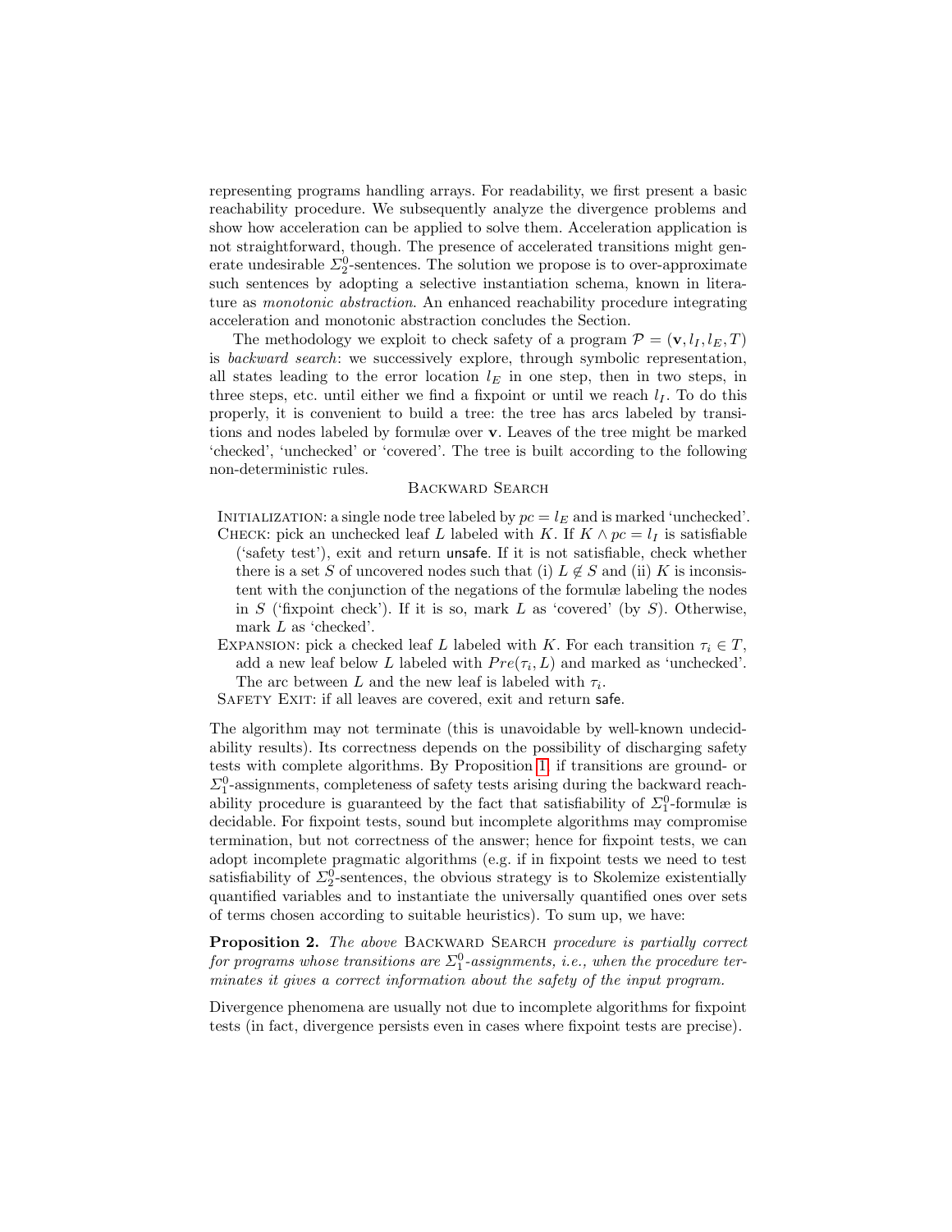representing programs handling arrays. For readability, we first present a basic reachability procedure. We subsequently analyze the divergence problems and show how acceleration can be applied to solve them. Acceleration application is not straightforward, though. The presence of accelerated transitions might generate undesirable $\Sigma^0_2$-sentences. The solution we propose is to over-approximate such sentences by adopting a selective instantiation schema, known in literature as *monotonic abstraction*. An enhanced reachability procedure integrating acceleration and monotonic abstraction concludes the Section.

The methodology we exploit to check safety of a program $\mathcal{P} = (\mathbf{v}, l_I, l_E, T)$ is *backward search*: we successively explore, through symbolic representation, all states leading to the error location $l_E$ in one step, then in two steps, in three steps, etc. until either we find a fixpoint or until we reach $l_I$. To do this properly, it is convenient to build a tree: the tree has arcs labeled by transitions and nodes labeled by formulæ over $\mathbf{v}$. Leaves of the tree might be marked 'checked', 'unchecked' or 'covered'. The tree is built according to the following non-deterministic rules.

Backward Search

Initialization: a single node tree labeled by $pc = l_E$ and is marked 'unchecked'.

Check: pick an unchecked leaf $L$ labeled with $K$. If $K \wedge pc = l_I$ is satisfiable ('safety test'), exit and return unsafe. If it is not satisfiable, check whether there is a set $S$ of uncovered nodes such that (i) $L \notin S$ and (ii) $K$ is inconsistent with the conjunction of the negations of the formulæ labeling the nodes in $S$ ('fixpoint check'). If it is so, mark $L$ as 'covered' (by $S$). Otherwise, mark $L$ as 'checked'.

Expansion: pick a checked leaf $L$ labeled with $K$. For each transition $\tau_i \in T$, add a new leaf below $L$ labeled with $Pre(\tau_i, L)$ and marked as 'unchecked'. The arc between $L$ and the new leaf is labeled with $\tau_i$.

Safety Exit: if all leaves are covered, exit and return safe.

The algorithm may not terminate (this is unavoidable by well-known undecidability results). Its correctness depends on the possibility of discharging safety tests with complete algorithms. By Proposition 1, if transitions are ground- or $\Sigma^0_1$-assignments, completeness of safety tests arising during the backward reachability procedure is guaranteed by the fact that satisfiability of $\Sigma^0_1$-formulæ is decidable. For fixpoint tests, sound but incomplete algorithms may compromise termination, but not correctness of the answer; hence for fixpoint tests, we can adopt incomplete pragmatic algorithms (e.g. if in fixpoint tests we need to test satisfiability of $\Sigma^0_2$-sentences, the obvious strategy is to Skolemize existentially quantified variables and to instantiate the universally quantified ones over sets of terms chosen according to suitable heuristics). To sum up, we have:

**Proposition 2.** *The above* Backward Search *procedure is partially correct for programs whose transitions are $\Sigma^0_1$-assignments, i.e., when the procedure terminates it gives a correct information about the safety of the input program.*

Divergence phenomena are usually not due to incomplete algorithms for fixpoint tests (in fact, divergence persists even in cases where fixpoint tests are precise).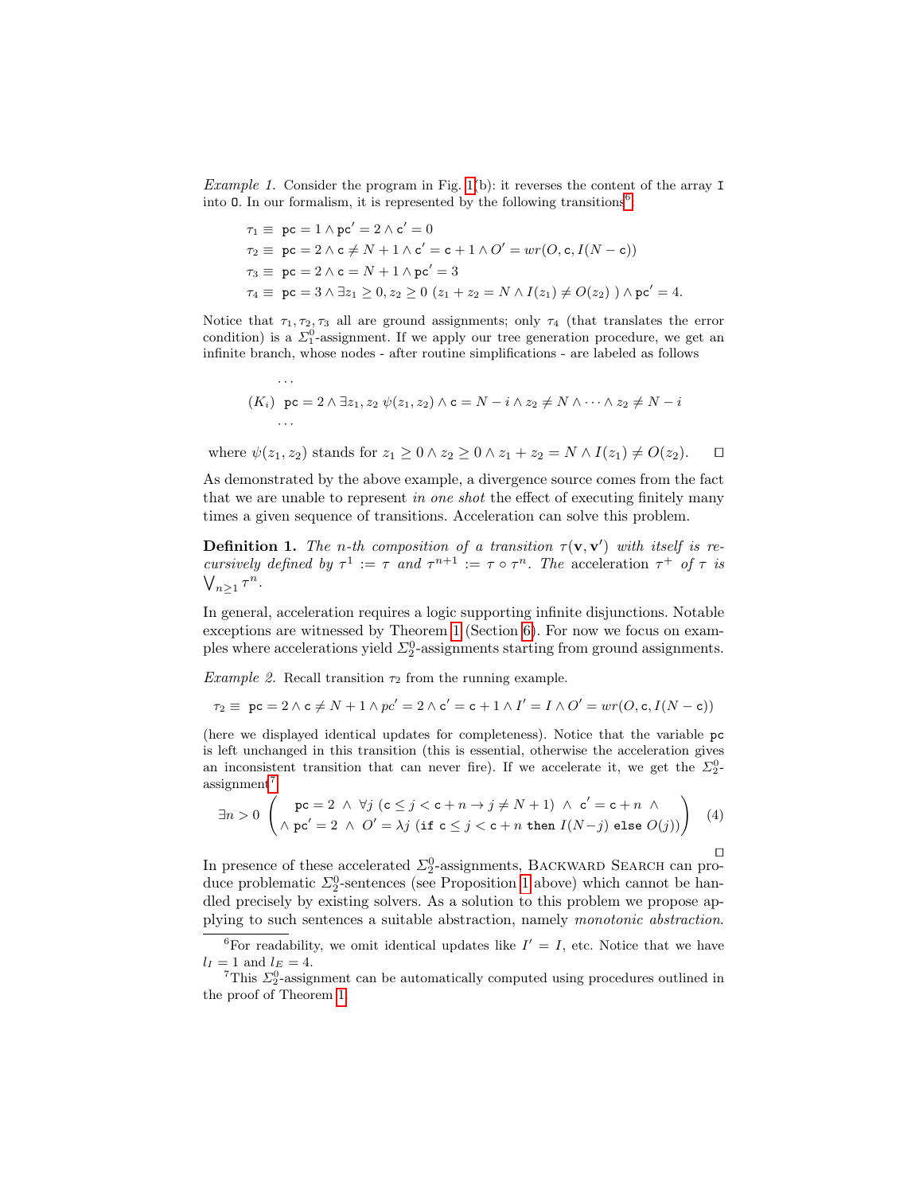*Example 1.* Consider the program in Fig. 1(b): it reverses the content of the array $\mathtt{I}$ into $\mathtt{O}$. In our formalism, it is represented by the following transitions[6]:

$$\tau_1 \equiv \ \mathtt{pc} = 1 \wedge \mathtt{pc}' = 2 \wedge \mathtt{c}' = 0$$
$$\tau_2 \equiv \ \mathtt{pc} = 2 \wedge \mathtt{c} \neq N + 1 \wedge \mathtt{c}' = \mathtt{c} + 1 \wedge O' = wr(O, \mathtt{c}, I(N - \mathtt{c}))$$
$$\tau_3 \equiv \ \mathtt{pc} = 2 \wedge \mathtt{c} = N + 1 \wedge \mathtt{pc}' = 3$$
$$\tau_4 \equiv \ \mathtt{pc} = 3 \wedge \exists z_1 \geq 0, z_2 \geq 0 \ (z_1 + z_2 = N \wedge I(z_1) \neq O(z_2) \ ) \wedge \mathtt{pc}' = 4.$$

Notice that $\tau_1, \tau_2, \tau_3$ all are ground assignments; only $\tau_4$ (that translates the error condition) is a $\Sigma^0_1$-assignment. If we apply our tree generation procedure, we get an infinite branch, whose nodes - after routine simplifications - are labeled as follows

$$\cdots$$
$$(K_i) \ \ \mathtt{pc} = 2 \wedge \exists z_1, z_2 \ \psi(z_1, z_2) \wedge \mathtt{c} = N - i \wedge z_2 \neq N \wedge \cdots \wedge z_2 \neq N - i$$
$$\cdots$$

where $\psi(z_1, z_2)$ stands for $z_1 \geq 0 \wedge z_2 \geq 0 \wedge z_1 + z_2 = N \wedge I(z_1) \neq O(z_2)$. □

As demonstrated by the above example, a divergence source comes from the fact that we are unable to represent *in one shot* the effect of executing finitely many times a given sequence of transitions. Acceleration can solve this problem.

**Definition 1.** *The $n$-th composition of a transition $\tau(\mathbf{v}, \mathbf{v}')$ with itself is recursively defined by $\tau^1 := \tau$ and $\tau^{n+1} := \tau \circ \tau^n$. The* acceleration *$\tau^+$ of $\tau$ is $\bigvee_{n \geq 1} \tau^n$.*

In general, acceleration requires a logic supporting infinite disjunctions. Notable exceptions are witnessed by Theorem 1 (Section 6). For now we focus on examples where accelerations yield $\Sigma^0_2$-assignments starting from ground assignments.

*Example 2.* Recall transition $\tau_2$ from the running example.

$$\tau_2 \equiv \ \mathtt{pc} = 2 \wedge \mathtt{c} \neq N + 1 \wedge pc' = 2 \wedge \mathtt{c}' = \mathtt{c} + 1 \wedge I' = I \wedge O' = wr(O, \mathtt{c}, I(N - \mathtt{c}))$$

(here we displayed identical updates for completeness). Notice that the variable $\mathtt{pc}$ is left unchanged in this transition (this is essential, otherwise the acceleration gives an inconsistent transition that can never fire). If we accelerate it, we get the $\Sigma^0_2$-assignment[7]

$$\exists n > 0 \left( \begin{array}{c} \mathtt{pc} = 2 \ \wedge \ \forall j \ (\mathtt{c} \leq j < \mathtt{c} + n \rightarrow j \neq N + 1) \ \wedge \ \mathtt{c}' = \mathtt{c} + n \ \wedge \\ \wedge \ \mathtt{pc}' = 2 \ \wedge \ O' = \lambda j \ (\mathtt{if} \ \mathtt{c} \leq j < \mathtt{c} + n \ \mathtt{then} \ I(N - j) \ \mathtt{else} \ O(j)) \end{array} \right) \quad (4)$$

□

In presence of these accelerated $\Sigma^0_2$-assignments, Backward Search can produce problematic $\Sigma^0_2$-sentences (see Proposition 1 above) which cannot be handled precisely by existing solvers. As a solution to this problem we propose applying to such sentences a suitable abstraction, namely *monotonic abstraction*.

---

[6] For readability, we omit identical updates like $I' = I$, etc. Notice that we have $l_I = 1$ and $l_E = 4$.

[7] This $\Sigma^0_2$-assignment can be automatically computed using procedures outlined in the proof of Theorem 1.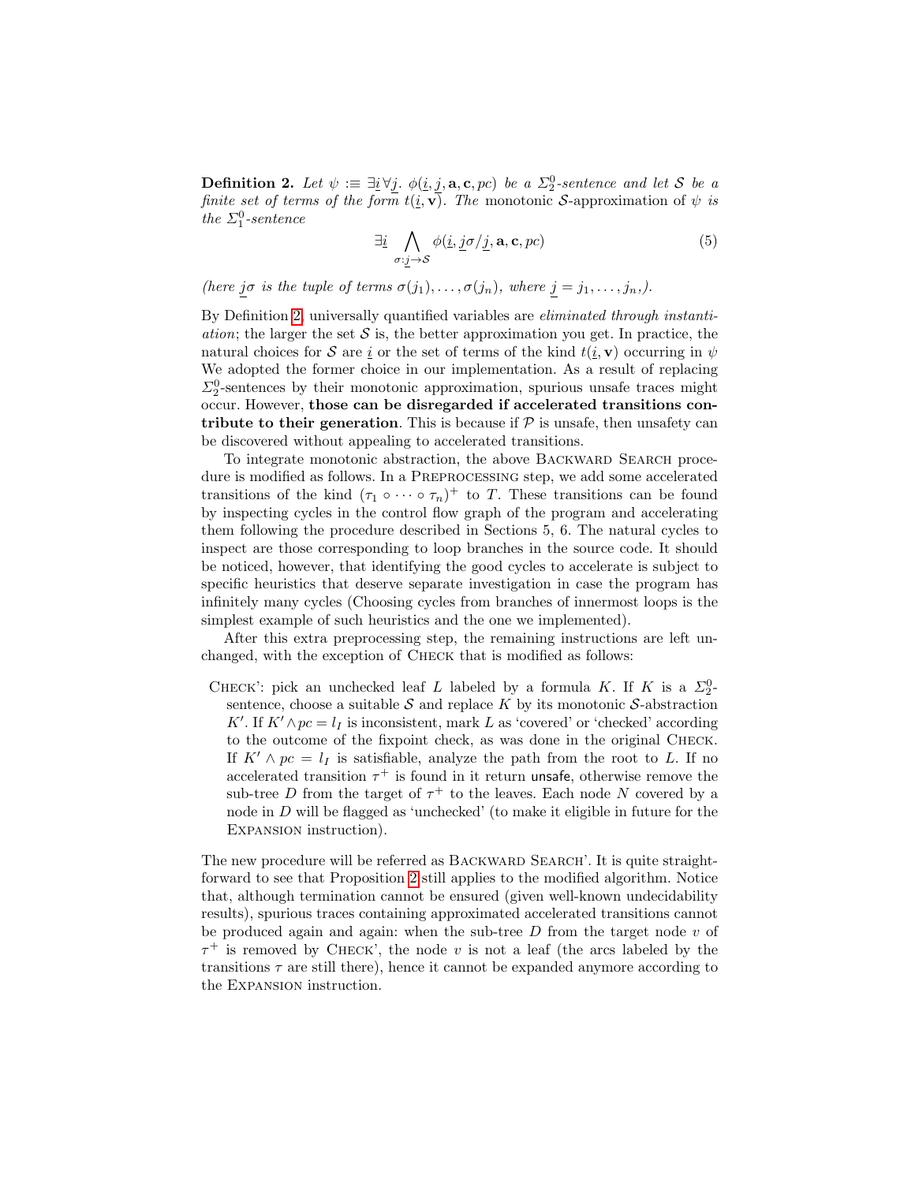**Definition 2.** *Let $\psi :\equiv \exists \underline{i} \forall \underline{j}.\ \phi(\underline{i}, \underline{j}, \mathbf{a}, \mathbf{c}, pc)$ be a $\Sigma^0_2$-sentence and let $\mathcal{S}$ be a finite set of terms of the form $t(\underline{i}, \mathbf{v})$. The* monotonic $\mathcal{S}$-approximation of $\psi$ *is the $\Sigma^0_1$-sentence*

$$\exists \underline{i} \bigwedge_{\sigma : \underline{j} \to \mathcal{S}} \phi(\underline{i}, \underline{j}\sigma/\underline{j}, \mathbf{a}, \mathbf{c}, pc) \tag{5}$$

*(here $\underline{j}\sigma$ is the tuple of terms $\sigma(j_1), \ldots, \sigma(j_n)$, where $\underline{j} = j_1, \ldots, j_n,$).*

By Definition 2, universally quantified variables are *eliminated through instantiation*; the larger the set $\mathcal{S}$ is, the better approximation you get. In practice, the natural choices for $\mathcal{S}$ are $\underline{i}$ or the set of terms of the kind $t(\underline{i}, \mathbf{v})$ occurring in $\psi$ We adopted the former choice in our implementation. As a result of replacing $\Sigma^0_2$-sentences by their monotonic approximation, spurious unsafe traces might occur. However, **those can be disregarded if accelerated transitions contribute to their generation**. This is because if $\mathcal{P}$ is unsafe, then unsafety can be discovered without appealing to accelerated transitions.

To integrate monotonic abstraction, the above Backward Search procedure is modified as follows. In a Preprocessing step, we add some accelerated transitions of the kind $(\tau_1 \circ \cdots \circ \tau_n)^+$ to $T$. These transitions can be found by inspecting cycles in the control flow graph of the program and accelerating them following the procedure described in Sections 5, 6. The natural cycles to inspect are those corresponding to loop branches in the source code. It should be noticed, however, that identifying the good cycles to accelerate is subject to specific heuristics that deserve separate investigation in case the program has infinitely many cycles (Choosing cycles from branches of innermost loops is the simplest example of such heuristics and the one we implemented).

After this extra preprocessing step, the remaining instructions are left unchanged, with the exception of Check that is modified as follows:

Check': pick an unchecked leaf $L$ labeled by a formula $K$. If $K$ is a $\Sigma^0_2$-sentence, choose a suitable $\mathcal{S}$ and replace $K$ by its monotonic $\mathcal{S}$-abstraction $K'$. If $K' \wedge pc = l_I$ is inconsistent, mark $L$ as 'covered' or 'checked' according to the outcome of the fixpoint check, as was done in the original Check. If $K' \wedge pc = l_I$ is satisfiable, analyze the path from the root to $L$. If no accelerated transition $\tau^+$ is found in it return unsafe, otherwise remove the sub-tree $D$ from the target of $\tau^+$ to the leaves. Each node $N$ covered by a node in $D$ will be flagged as 'unchecked' (to make it eligible in future for the Expansion instruction).

The new procedure will be referred as Backward Search'. It is quite straightforward to see that Proposition 2 still applies to the modified algorithm. Notice that, although termination cannot be ensured (given well-known undecidability results), spurious traces containing approximated accelerated transitions cannot be produced again and again: when the sub-tree $D$ from the target node $v$ of $\tau^+$ is removed by Check', the node $v$ is not a leaf (the arcs labeled by the transitions $\tau$ are still there), hence it cannot be expanded anymore according to the Expansion instruction.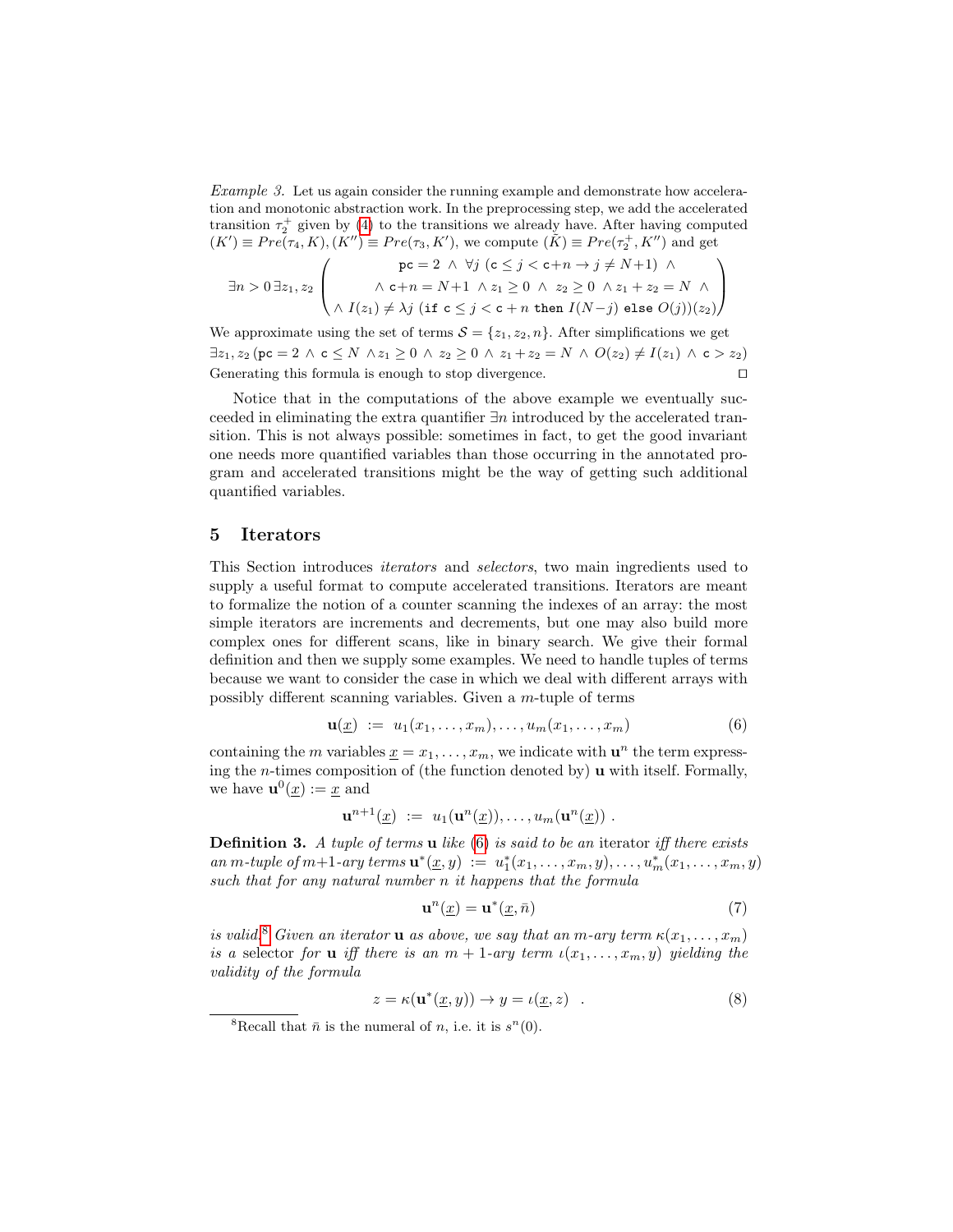*Example 3.* Let us again consider the running example and demonstrate how acceleration and monotonic abstraction work. In the preprocessing step, we add the accelerated transition $\tau_2^+$ given by (4) to the transitions we already have. After having computed $(K') \equiv Pre(\tau_4, K), (K'') \equiv Pre(\tau_3, K')$, we compute $(\tilde{K}) \equiv Pre(\tau_2^+, K'')$ and get

$$\exists n > 0 \, \exists z_1, z_2 \left( \begin{array}{c} \mathtt{pc} = 2 \;\wedge\; \forall j \; (\mathtt{c} \leq j < \mathtt{c}{+}n \rightarrow j \neq N{+}1) \;\wedge \\ \wedge \; \mathtt{c}{+}n = N{+}1 \;\wedge z_1 \geq 0 \;\wedge\; z_2 \geq 0 \;\wedge z_1 + z_2 = N \;\wedge \\ \wedge \; I(z_1) \neq \lambda j \; (\mathtt{if} \; \mathtt{c} \leq j < \mathtt{c} + n \; \mathtt{then} \; I(N{-}j) \; \mathtt{else} \; O(j))(z_2) \end{array} \right)$$

We approximate using the set of terms $\mathcal{S} = \{z_1, z_2, n\}$. After simplifications we get $\exists z_1, z_2 \, (\mathtt{pc} = 2 \;\wedge\; \mathtt{c} \leq N \;\wedge z_1 \geq 0 \;\wedge\; z_2 \geq 0 \;\wedge\; z_1 + z_2 = N \;\wedge\; O(z_2) \neq I(z_1) \;\wedge\; \mathtt{c} > z_2)$ Generating this formula is enough to stop divergence. □

Notice that in the computations of the above example we eventually succeeded in eliminating the extra quantifier $\exists n$ introduced by the accelerated transition. This is not always possible: sometimes in fact, to get the good invariant one needs more quantified variables than those occurring in the annotated program and accelerated transitions might be the way of getting such additional quantified variables.

## 5 Iterators

This Section introduces *iterators* and *selectors*, two main ingredients used to supply a useful format to compute accelerated transitions. Iterators are meant to formalize the notion of a counter scanning the indexes of an array: the most simple iterators are increments and decrements, but one may also build more complex ones for different scans, like in binary search. We give their formal definition and then we supply some examples. We need to handle tuples of terms because we want to consider the case in which we deal with different arrays with possibly different scanning variables. Given a $m$-tuple of terms

$$\mathbf{u}(\underline{x}) \;:=\; u_1(x_1, \ldots, x_m), \ldots, u_m(x_1, \ldots, x_m) \tag{6}$$

containing the $m$ variables $\underline{x} = x_1, \ldots, x_m$, we indicate with $\mathbf{u}^n$ the term expressing the $n$-times composition of (the function denoted by) $\mathbf{u}$ with itself. Formally, we have $\mathbf{u}^0(\underline{x}) := \underline{x}$ and

$$\mathbf{u}^{n+1}(\underline{x}) \;:=\; u_1(\mathbf{u}^n(\underline{x})), \ldots, u_m(\mathbf{u}^n(\underline{x})) \; .$$

**Definition 3.** *A tuple of terms $\mathbf{u}$ like (6) is said to be an* iterator *iff there exists an $m$-tuple of $m{+}1$-ary terms $\mathbf{u}^*(\underline{x}, y) \;:=\; u_1^*(x_1, \ldots, x_m, y), \ldots, u_m^*(x_1, \ldots, x_m, y)$ such that for any natural number $n$ it happens that the formula*

$$\mathbf{u}^n(\underline{x}) = \mathbf{u}^*(\underline{x}, \bar{n}) \tag{7}$$

*is valid.*[8] *Given an iterator $\mathbf{u}$ as above, we say that an $m$-ary term $\kappa(x_1, \ldots, x_m)$ is a* selector *for $\mathbf{u}$ iff there is an $m+1$-ary term $\iota(x_1, \ldots, x_m, y)$ yielding the validity of the formula*

$$z = \kappa(\mathbf{u}^*(\underline{x}, y)) \rightarrow y = \iota(\underline{x}, z) \quad . \tag{8}$$

[8] Recall that $\bar{n}$ is the numeral of $n$, i.e. it is $s^n(0)$.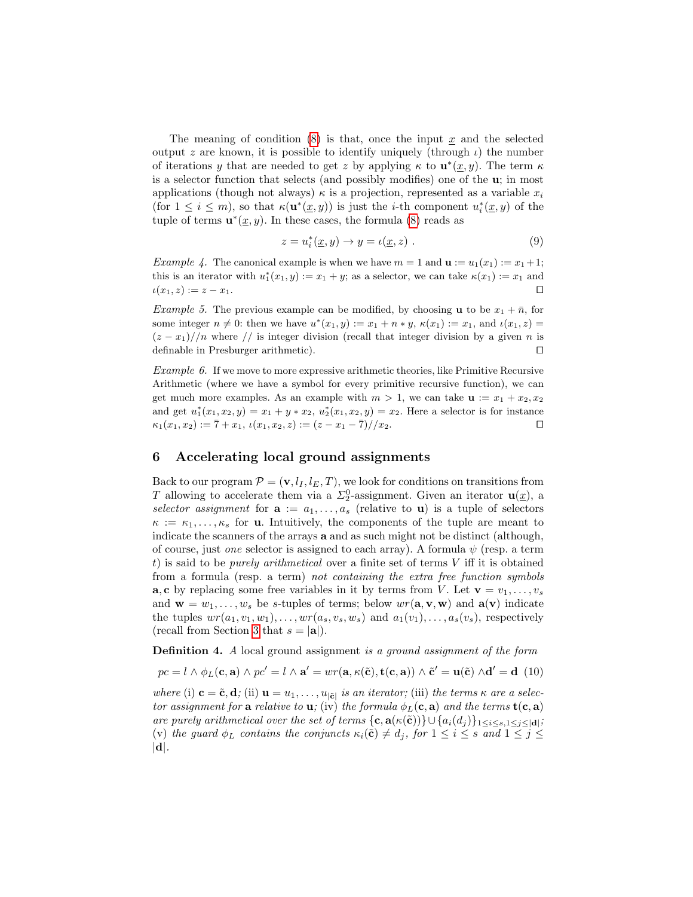The meaning of condition (8) is that, once the input $\underline{x}$ and the selected output $z$ are known, it is possible to identify uniquely (through $\iota$) the number of iterations $y$ that are needed to get $z$ by applying $\kappa$ to $\mathbf{u}^*(\underline{x}, y)$. The term $\kappa$ is a selector function that selects (and possibly modifies) one of the $\mathbf{u}$; in most applications (though not always) $\kappa$ is a projection, represented as a variable $x_i$ (for $1 \leq i \leq m$), so that $\kappa(\mathbf{u}^*(\underline{x}, y))$ is just the $i$-th component $u_i^*(\underline{x}, y)$ of the tuple of terms $\mathbf{u}^*(\underline{x}, y)$. In these cases, the formula (8) reads as

$$z = u_i^*(\underline{x}, y) \rightarrow y = \iota(\underline{x}, z) \ . \tag{9}$$

*Example 4.* The canonical example is when we have $m = 1$ and $\mathbf{u} := u_1(x_1) := x_1 + 1$; this is an iterator with $u_1^*(x_1, y) := x_1 + y$; as a selector, we can take $\kappa(x_1) := x_1$ and $\iota(x_1, z) := z - x_1$. ☐

*Example 5.* The previous example can be modified, by choosing $\mathbf{u}$ to be $x_1 + \bar{n}$, for some integer $n \neq 0$: then we have $u^*(x_1, y) := x_1 + n * y$, $\kappa(x_1) := x_1$, and $\iota(x_1, z) = (z - x_1)//n$ where $//$ is integer division (recall that integer division by a given $n$ is definable in Presburger arithmetic). ☐

*Example 6.* If we move to more expressive arithmetic theories, like Primitive Recursive Arithmetic (where we have a symbol for every primitive recursive function), we can get much more examples. As an example with $m > 1$, we can take $\mathbf{u} := x_1 + x_2, x_2$ and get $u_1^*(x_1, x_2, y) = x_1 + y * x_2$, $u_2^*(x_1, x_2, y) = x_2$. Here a selector is for instance $\kappa_1(x_1, x_2) := \bar{7} + x_1$, $\iota(x_1, x_2, z) := (z - x_1 - \bar{7})//x_2$. ☐

## 6 Accelerating local ground assignments

Back to our program $\mathcal{P} = (\mathbf{v}, l_I, l_E, T)$, we look for conditions on transitions from $T$ allowing to accelerate them via a $\Sigma_2^0$-assignment. Given an iterator $\mathbf{u}(\underline{x})$, a *selector assignment* for $\mathbf{a} := a_1, \ldots, a_s$ (relative to $\mathbf{u}$) is a tuple of selectors $\kappa := \kappa_1, \ldots, \kappa_s$ for $\mathbf{u}$. Intuitively, the components of the tuple are meant to indicate the scanners of the arrays $\mathbf{a}$ and as such might not be distinct (although, of course, just *one* selector is assigned to each array). A formula $\psi$ (resp. a term $t$) is said to be *purely arithmetical* over a finite set of terms $V$ iff it is obtained from a formula (resp. a term) *not containing the extra free function symbols* $\mathbf{a}, \mathbf{c}$ by replacing some free variables in it by terms from $V$. Let $\mathbf{v} = v_1, \ldots, v_s$ and $\mathbf{w} = w_1, \ldots, w_s$ be $s$-tuples of terms; below $wr(\mathbf{a}, \mathbf{v}, \mathbf{w})$ and $\mathbf{a}(\mathbf{v})$ indicate the tuples $wr(a_1, v_1, w_1), \ldots, wr(a_s, v_s, w_s)$ and $a_1(v_1), \ldots, a_s(v_s)$, respectively (recall from Section 3 that $s = |\mathbf{a}|$).

**Definition 4.** *A* local ground assignment *is a ground assignment of the form*

$$pc = l \wedge \phi_L(\mathbf{c}, \mathbf{a}) \wedge pc' = l \wedge \mathbf{a}' = wr(\mathbf{a}, \kappa(\tilde{\mathbf{c}}), \mathbf{t}(\mathbf{c}, \mathbf{a})) \wedge \tilde{\mathbf{c}}' = \mathbf{u}(\tilde{\mathbf{c}}) \wedge \mathbf{d}' = \mathbf{d} \tag{10}$$

*where* (i) $\mathbf{c} = \tilde{\mathbf{c}}, \mathbf{d}$*;* (ii) $\mathbf{u} = u_1, \ldots, u_{|\tilde{\mathbf{c}}|}$ *is an iterator;* (iii) *the terms* $\kappa$ *are a selector assignment for* $\mathbf{a}$ *relative to* $\mathbf{u}$*;* (iv) *the formula* $\phi_L(\mathbf{c}, \mathbf{a})$ *and the terms* $\mathbf{t}(\mathbf{c}, \mathbf{a})$ *are purely arithmetical over the set of terms* $\{\mathbf{c}, \mathbf{a}(\kappa(\tilde{\mathbf{c}}))\} \cup \{a_i(d_j)\}_{1 \leq i \leq s, 1 \leq j \leq |\mathbf{d}|}$*;* (v) *the guard* $\phi_L$ *contains the conjuncts* $\kappa_i(\tilde{\mathbf{c}}) \neq d_j$*, for* $1 \leq i \leq s$ *and* $1 \leq j \leq |\mathbf{d}|$*.*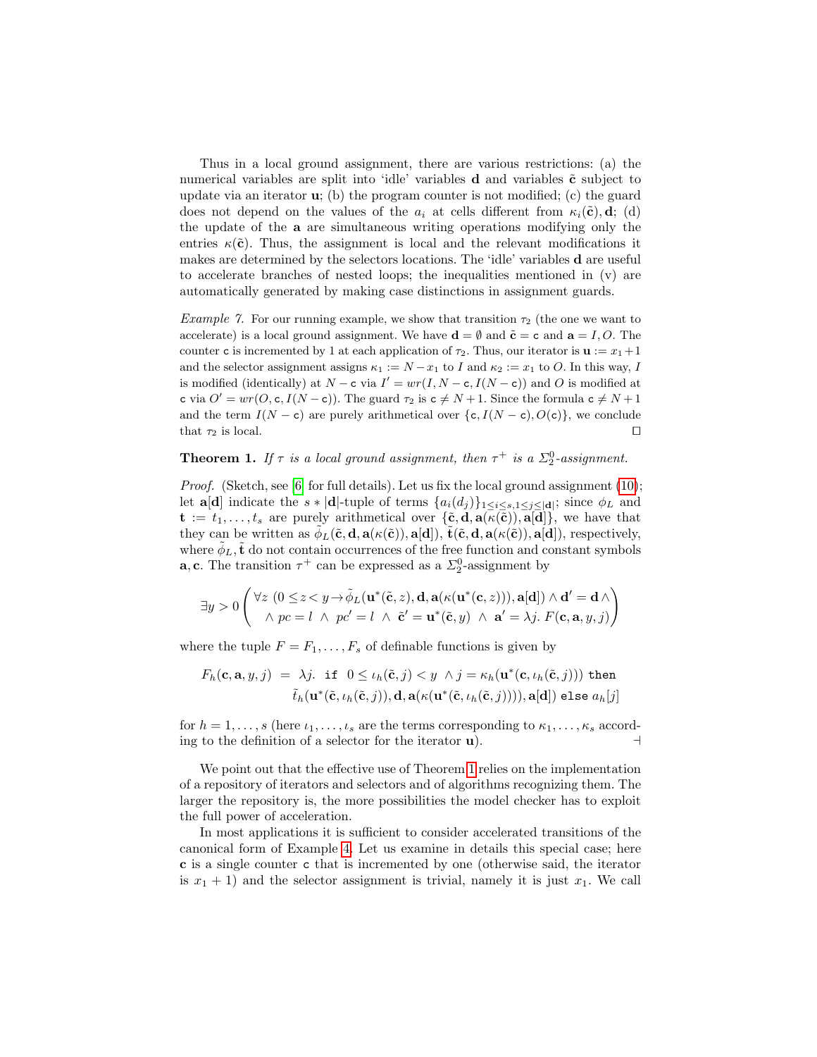Thus in a local ground assignment, there are various restrictions: (a) the numerical variables are split into 'idle' variables $\mathbf{d}$ and variables $\tilde{\mathbf{c}}$ subject to update via an iterator $\mathbf{u}$; (b) the program counter is not modified; (c) the guard does not depend on the values of the $a_i$ at cells different from $\kappa_i(\tilde{\mathbf{c}}), \mathbf{d}$; (d) the update of the $\mathbf{a}$ are simultaneous writing operations modifying only the entries $\kappa(\tilde{\mathbf{c}})$. Thus, the assignment is local and the relevant modifications it makes are determined by the selectors locations. The 'idle' variables $\mathbf{d}$ are useful to accelerate branches of nested loops; the inequalities mentioned in (v) are automatically generated by making case distinctions in assignment guards.

*Example 7.* For our running example, we show that transition $\tau_2$ (the one we want to accelerate) is a local ground assignment. We have $\mathbf{d} = \emptyset$ and $\tilde{\mathbf{c}} = \mathtt{c}$ and $\mathbf{a} = I, O$. The counter $\mathtt{c}$ is incremented by 1 at each application of $\tau_2$. Thus, our iterator is $\mathbf{u} := x_1 + 1$ and the selector assignment assigns $\kappa_1 := N - x_1$ to $I$ and $\kappa_2 := x_1$ to $O$. In this way, $I$ is modified (identically) at $N - \mathtt{c}$ via $I' = wr(I, N - \mathtt{c}, I(N - \mathtt{c}))$ and $O$ is modified at $\mathtt{c}$ via $O' = wr(O, \mathtt{c}, I(N - \mathtt{c}))$. The guard $\tau_2$ is $\mathtt{c} \neq N + 1$. Since the formula $\mathtt{c} \neq N + 1$ and the term $I(N - \mathtt{c})$ are purely arithmetical over $\{\mathtt{c}, I(N - \mathtt{c}), O(\mathtt{c})\}$, we conclude that $\tau_2$ is local. ◻

**Theorem 1.** *If $\tau$ is a local ground assignment, then $\tau^+$ is a $\Sigma^0_2$-assignment.*

*Proof.* (Sketch, see [6] for full details). Let us fix the local ground assignment (10); let $\mathbf{a}[\mathbf{d}]$ indicate the $s * |\mathbf{d}|$-tuple of terms $\{a_i(d_j)\}_{1 \le i \le s, 1 \le j \le |\mathbf{d}|}$; since $\phi_L$ and $\mathbf{t} := t_1, \ldots, t_s$ are purely arithmetical over $\{\tilde{\mathbf{c}}, \mathbf{d}, \mathbf{a}(\kappa(\tilde{\mathbf{c}})), \mathbf{a}[\mathbf{d}]\}$, we have that they can be written as $\tilde{\phi}_L(\tilde{\mathbf{c}}, \mathbf{d}, \mathbf{a}(\kappa(\tilde{\mathbf{c}})), \mathbf{a}[\mathbf{d}])$, $\tilde{\mathbf{t}}(\tilde{\mathbf{c}}, \mathbf{d}, \mathbf{a}(\kappa(\tilde{\mathbf{c}})), \mathbf{a}[\mathbf{d}])$, respectively, where $\tilde{\phi}_L, \tilde{\mathbf{t}}$ do not contain occurrences of the free function and constant symbols $\mathbf{a}, \mathbf{c}$. The transition $\tau^+$ can be expressed as a $\Sigma^0_2$-assignment by

$$
\exists y > 0 \begin{pmatrix} \forall z \; (0 \le z < y \rightarrow \tilde{\phi}_L(\mathbf{u}^*(\tilde{\mathbf{c}}, z), \mathbf{d}, \mathbf{a}(\kappa(\mathbf{u}^*(\mathbf{c}, z))), \mathbf{a}[\mathbf{d}]) \wedge \mathbf{d}' = \mathbf{d} \wedge \\ \wedge \; pc = l \;\wedge\; pc' = l \;\wedge\; \tilde{\mathbf{c}}' = \mathbf{u}^*(\tilde{\mathbf{c}}, y) \;\wedge\; \mathbf{a}' = \lambda j.\; F(\mathbf{c}, \mathbf{a}, y, j) \end{pmatrix}
$$

where the tuple $F = F_1, \ldots, F_s$ of definable functions is given by

$$
\begin{aligned}
F_h(\mathbf{c}, \mathbf{a}, y, j) \;=\; \lambda j.\; & \mathtt{if}\;\; 0 \le \iota_h(\tilde{\mathbf{c}}, j) < y \;\wedge j = \kappa_h(\mathbf{u}^*(\mathbf{c}, \iota_h(\tilde{\mathbf{c}}, j)))\; \mathtt{then} \\
& \tilde{t}_h(\mathbf{u}^*(\tilde{\mathbf{c}}, \iota_h(\tilde{\mathbf{c}}, j)), \mathbf{d}, \mathbf{a}(\kappa(\mathbf{u}^*(\tilde{\mathbf{c}}, \iota_h(\tilde{\mathbf{c}}, j)))), \mathbf{a}[\mathbf{d}])\; \mathtt{else}\; a_h[j]
\end{aligned}
$$

for $h = 1, \ldots, s$ (here $\iota_1, \ldots, \iota_s$ are the terms corresponding to $\kappa_1, \ldots, \kappa_s$ according to the definition of a selector for the iterator $\mathbf{u}$). ⊣

We point out that the effective use of Theorem 1 relies on the implementation of a repository of iterators and selectors and of algorithms recognizing them. The larger the repository is, the more possibilities the model checker has to exploit the full power of acceleration.

In most applications it is sufficient to consider accelerated transitions of the canonical form of Example 4. Let us examine in details this special case; here $\mathbf{c}$ is a single counter $\mathtt{c}$ that is incremented by one (otherwise said, the iterator is $x_1 + 1$) and the selector assignment is trivial, namely it is just $x_1$. We call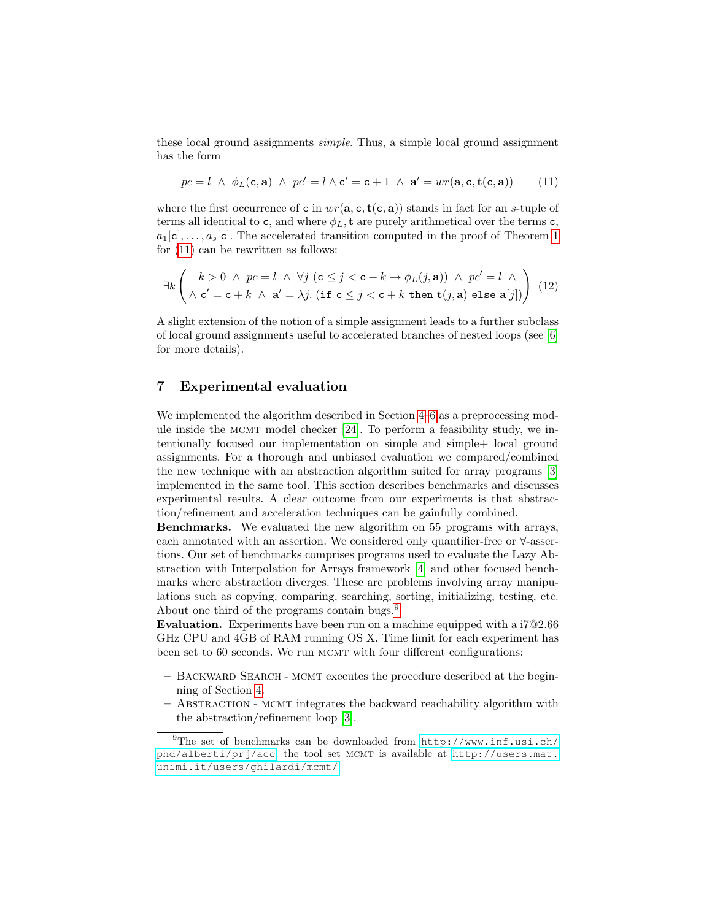these local ground assignments *simple*. Thus, a simple local ground assignment has the form

$$pc = l \ \wedge \ \phi_L(\mathtt{c}, \mathbf{a}) \ \wedge \ pc' = l \wedge \mathtt{c}' = \mathtt{c} + 1 \ \wedge \ \mathbf{a}' = wr(\mathbf{a}, \mathtt{c}, \mathbf{t}(\mathtt{c}, \mathbf{a})) \tag{11}$$

where the first occurrence of $\mathtt{c}$ in $wr(\mathbf{a}, \mathtt{c}, \mathbf{t}(\mathtt{c}, \mathbf{a}))$ stands in fact for an $s$-tuple of terms all identical to $\mathtt{c}$, and where $\phi_L, \mathbf{t}$ are purely arithmetical over the terms $\mathtt{c}$, $a_1[\mathtt{c}], \dots, a_s[\mathtt{c}]$. The accelerated transition computed in the proof of Theorem 1 for (11) can be rewritten as follows:

$$\exists k \left( \begin{array}{c} k > 0 \ \wedge \ pc = l \ \wedge \ \forall j \ (\mathtt{c} \leq j < \mathtt{c} + k \rightarrow \phi_L(j, \mathbf{a})) \ \wedge \ pc' = l \ \wedge \\ \wedge \ \mathtt{c}' = \mathtt{c} + k \ \wedge \ \mathbf{a}' = \lambda j. \ (\mathtt{if} \ \mathtt{c} \leq j < \mathtt{c} + k \ \mathtt{then} \ \mathbf{t}(j, \mathbf{a}) \ \mathtt{else} \ \mathbf{a}[j]) \end{array} \right) \tag{12}$$

A slight extension of the notion of a simple assignment leads to a further subclass of local ground assignments useful to accelerated branches of nested loops (see [6] for more details).

## 7 Experimental evaluation

We implemented the algorithm described in Section 4–6 as a preprocessing module inside the MCMT model checker [24]. To perform a feasibility study, we intentionally focused our implementation on simple and simple+ local ground assignments. For a thorough and unbiased evaluation we compared/combined the new technique with an abstraction algorithm suited for array programs [3] implemented in the same tool. This section describes benchmarks and discusses experimental results. A clear outcome from our experiments is that abstraction/refinement and acceleration techniques can be gainfully combined.

**Benchmarks.** We evaluated the new algorithm on 55 programs with arrays, each annotated with an assertion. We considered only quantifier-free or $\forall$-assertions. Our set of benchmarks comprises programs used to evaluate the Lazy Abstraction with Interpolation for Arrays framework [4] and other focused benchmarks where abstraction diverges. These are problems involving array manipulations such as copying, comparing, searching, sorting, initializing, testing, etc. About one third of the programs contain bugs.[9]

**Evaluation.** Experiments have been run on a machine equipped with a i7@2.66 GHz CPU and 4GB of RAM running OS X. Time limit for each experiment has been set to 60 seconds. We run MCMT with four different configurations:

- BACKWARD SEARCH - MCMT executes the procedure described at the beginning of Section 4.
- ABSTRACTION - MCMT integrates the backward reachability algorithm with the abstraction/refinement loop [3].

[9] The set of benchmarks can be downloaded from http://www.inf.usi.ch/phd/alberti/prj/acc, the tool set MCMT is available at http://users.mat.unimi.it/users/ghilardi/mcmt/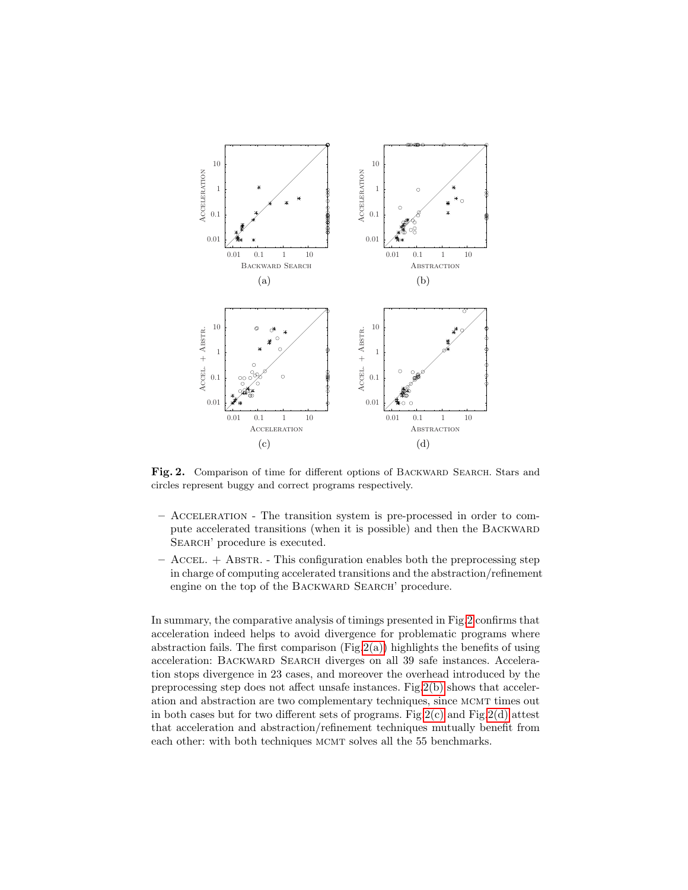**Fig. 2.** Comparison of time for different options of BACKWARD SEARCH. Stars and circles represent buggy and correct programs respectively.

- ACCELERATION - The transition system is pre-processed in order to compute accelerated transitions (when it is possible) and then the BACKWARD SEARCH' procedure is executed.
- ACCEL. + ABSTR. - This configuration enables both the preprocessing step in charge of computing accelerated transitions and the abstraction/refinement engine on the top of the BACKWARD SEARCH' procedure.

In summary, the comparative analysis of timings presented in Fig.2 confirms that acceleration indeed helps to avoid divergence for problematic programs where abstraction fails. The first comparison (Fig.2(a)) highlights the benefits of using acceleration: BACKWARD SEARCH diverges on all 39 safe instances. Acceleration stops divergence in 23 cases, and moreover the overhead introduced by the preprocessing step does not affect unsafe instances. Fig.2(b) shows that acceleration and abstraction are two complementary techniques, since MCMT times out in both cases but for two different sets of programs. Fig.2(c) and Fig.2(d) attest that acceleration and abstraction/refinement techniques mutually benefit from each other: with both techniques MCMT solves all the 55 benchmarks.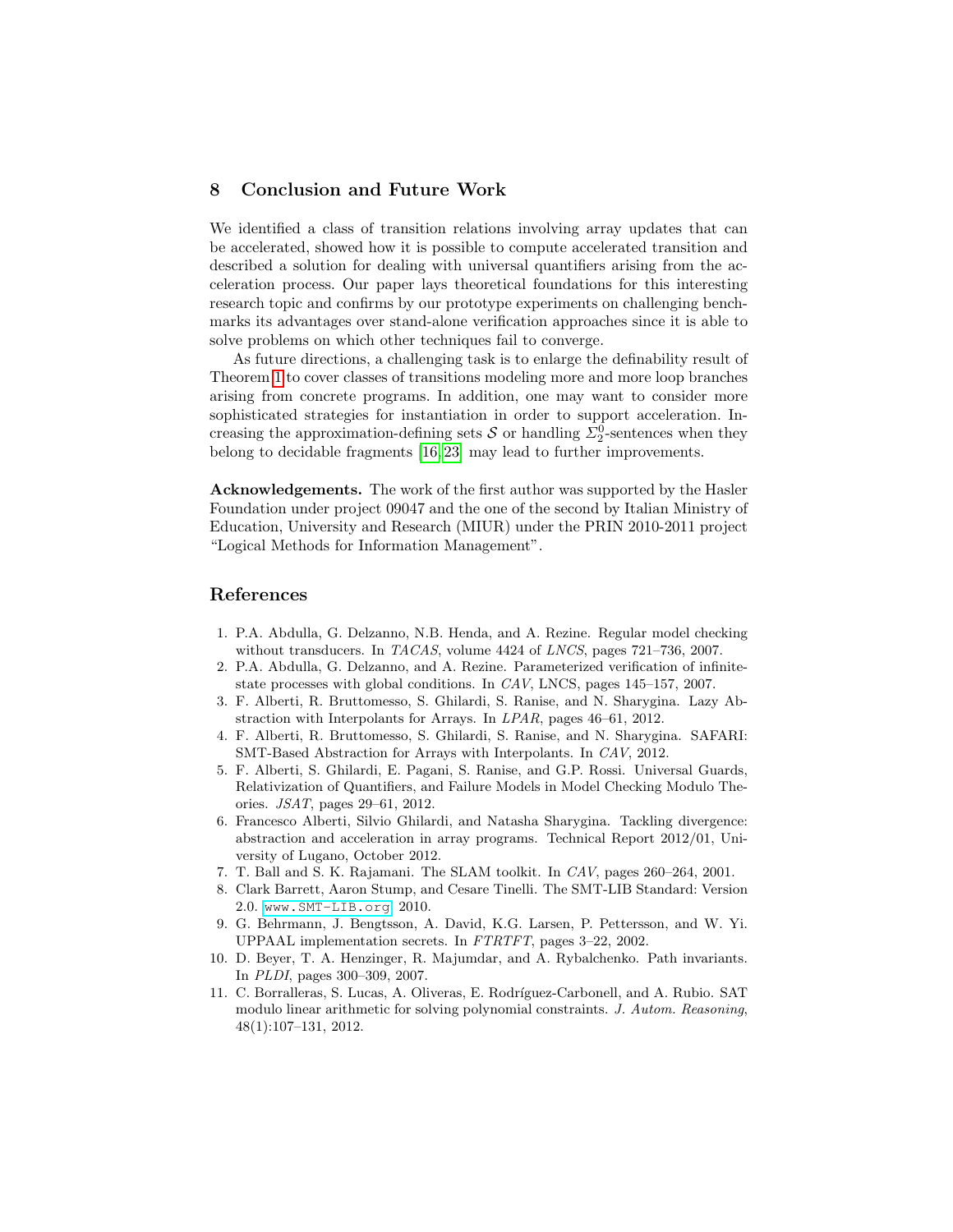## 8 Conclusion and Future Work

We identified a class of transition relations involving array updates that can be accelerated, showed how it is possible to compute accelerated transition and described a solution for dealing with universal quantifiers arising from the acceleration process. Our paper lays theoretical foundations for this interesting research topic and confirms by our prototype experiments on challenging benchmarks its advantages over stand-alone verification approaches since it is able to solve problems on which other techniques fail to converge.

As future directions, a challenging task is to enlarge the definability result of Theorem 1 to cover classes of transitions modeling more and more loop branches arising from concrete programs. In addition, one may want to consider more sophisticated strategies for instantiation in order to support acceleration. Increasing the approximation-defining sets $\mathcal{S}$ or handling $\Sigma_2^0$-sentences when they belong to decidable fragments [16, 23] may lead to further improvements.

**Acknowledgements.** The work of the first author was supported by the Hasler Foundation under project 09047 and the one of the second by Italian Ministry of Education, University and Research (MIUR) under the PRIN 2010-2011 project "Logical Methods for Information Management".

## References

1. P.A. Abdulla, G. Delzanno, N.B. Henda, and A. Rezine. Regular model checking without transducers. In *TACAS*, volume 4424 of *LNCS*, pages 721–736, 2007.
2. P.A. Abdulla, G. Delzanno, and A. Rezine. Parameterized verification of infinite-state processes with global conditions. In *CAV*, LNCS, pages 145–157, 2007.
3. F. Alberti, R. Bruttomesso, S. Ghilardi, S. Ranise, and N. Sharygina. Lazy Abstraction with Interpolants for Arrays. In *LPAR*, pages 46–61, 2012.
4. F. Alberti, R. Bruttomesso, S. Ghilardi, S. Ranise, and N. Sharygina. SAFARI: SMT-Based Abstraction for Arrays with Interpolants. In *CAV*, 2012.
5. F. Alberti, S. Ghilardi, E. Pagani, S. Ranise, and G.P. Rossi. Universal Guards, Relativization of Quantifiers, and Failure Models in Model Checking Modulo Theories. *JSAT*, pages 29–61, 2012.
6. Francesco Alberti, Silvio Ghilardi, and Natasha Sharygina. Tackling divergence: abstraction and acceleration in array programs. Technical Report 2012/01, University of Lugano, October 2012.
7. T. Ball and S. K. Rajamani. The SLAM toolkit. In *CAV*, pages 260–264, 2001.
8. Clark Barrett, Aaron Stump, and Cesare Tinelli. The SMT-LIB Standard: Version 2.0. `www.SMT-LIB.org`, 2010.
9. G. Behrmann, J. Bengtsson, A. David, K.G. Larsen, P. Pettersson, and W. Yi. UPPAAL implementation secrets. In *FTRTFT*, pages 3–22, 2002.
10. D. Beyer, T. A. Henzinger, R. Majumdar, and A. Rybalchenko. Path invariants. In *PLDI*, pages 300–309, 2007.
11. C. Borralleras, S. Lucas, A. Oliveras, E. Rodríguez-Carbonell, and A. Rubio. SAT modulo linear arithmetic for solving polynomial constraints. *J. Autom. Reasoning*, 48(1):107–131, 2012.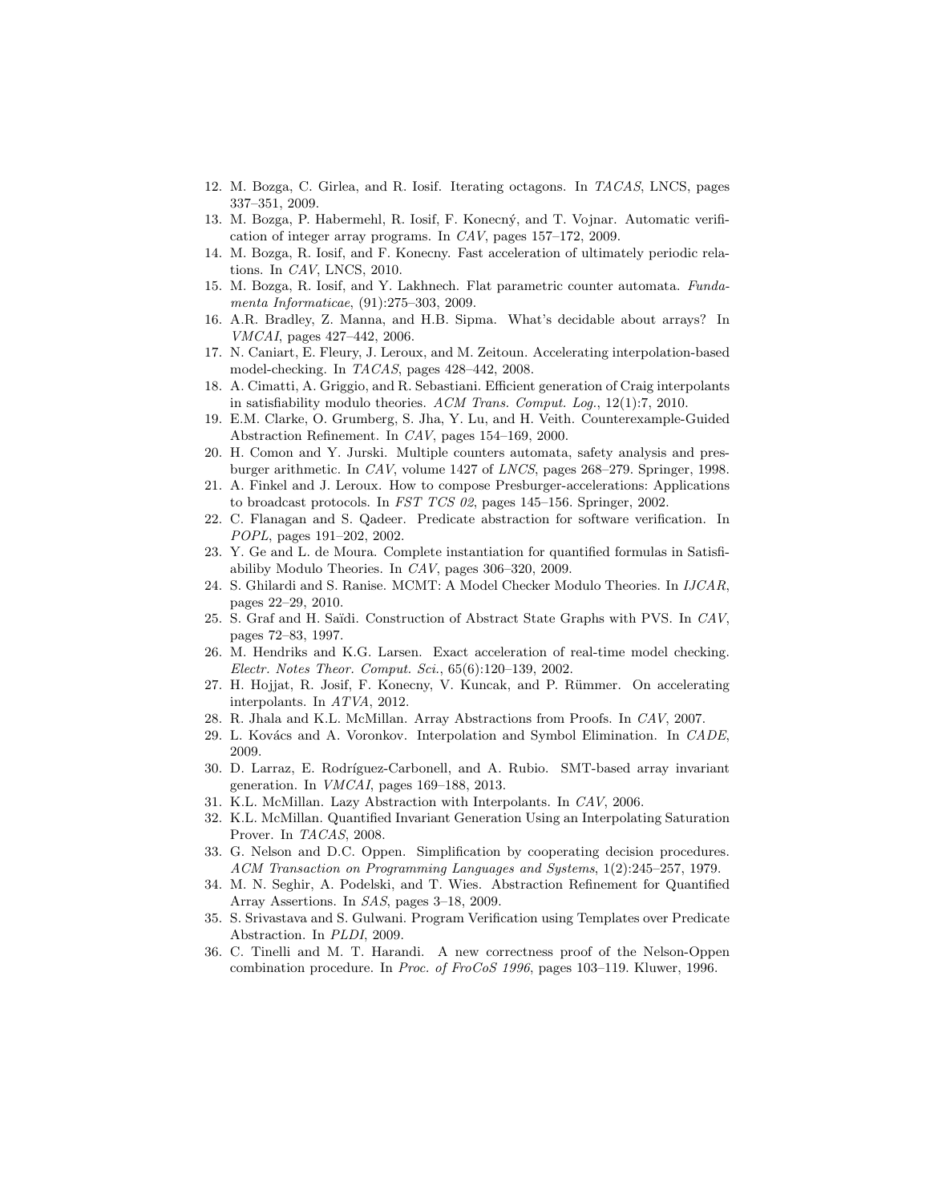12. M. Bozga, C. Girlea, and R. Iosif. Iterating octagons. In *TACAS*, LNCS, pages 337–351, 2009.
13. M. Bozga, P. Habermehl, R. Iosif, F. Konecný, and T. Vojnar. Automatic verification of integer array programs. In *CAV*, pages 157–172, 2009.
14. M. Bozga, R. Iosif, and F. Konecny. Fast acceleration of ultimately periodic relations. In *CAV*, LNCS, 2010.
15. M. Bozga, R. Iosif, and Y. Lakhnech. Flat parametric counter automata. *Fundamenta Informaticae*, (91):275–303, 2009.
16. A.R. Bradley, Z. Manna, and H.B. Sipma. What's decidable about arrays? In *VMCAI*, pages 427–442, 2006.
17. N. Caniart, E. Fleury, J. Leroux, and M. Zeitoun. Accelerating interpolation-based model-checking. In *TACAS*, pages 428–442, 2008.
18. A. Cimatti, A. Griggio, and R. Sebastiani. Efficient generation of Craig interpolants in satisfiability modulo theories. *ACM Trans. Comput. Log.*, 12(1):7, 2010.
19. E.M. Clarke, O. Grumberg, S. Jha, Y. Lu, and H. Veith. Counterexample-Guided Abstraction Refinement. In *CAV*, pages 154–169, 2000.
20. H. Comon and Y. Jurski. Multiple counters automata, safety analysis and presburger arithmetic. In *CAV*, volume 1427 of *LNCS*, pages 268–279. Springer, 1998.
21. A. Finkel and J. Leroux. How to compose Presburger-accelerations: Applications to broadcast protocols. In *FST TCS 02*, pages 145–156. Springer, 2002.
22. C. Flanagan and S. Qadeer. Predicate abstraction for software verification. In *POPL*, pages 191–202, 2002.
23. Y. Ge and L. de Moura. Complete instantiation for quantified formulas in Satisfiabiliby Modulo Theories. In *CAV*, pages 306–320, 2009.
24. S. Ghilardi and S. Ranise. MCMT: A Model Checker Modulo Theories. In *IJCAR*, pages 22–29, 2010.
25. S. Graf and H. Saïdi. Construction of Abstract State Graphs with PVS. In *CAV*, pages 72–83, 1997.
26. M. Hendriks and K.G. Larsen. Exact acceleration of real-time model checking. *Electr. Notes Theor. Comput. Sci.*, 65(6):120–139, 2002.
27. H. Hojjat, R. Josif, F. Konecny, V. Kuncak, and P. Rümmer. On accelerating interpolants. In *ATVA*, 2012.
28. R. Jhala and K.L. McMillan. Array Abstractions from Proofs. In *CAV*, 2007.
29. L. Kovács and A. Voronkov. Interpolation and Symbol Elimination. In *CADE*, 2009.
30. D. Larraz, E. Rodríguez-Carbonell, and A. Rubio. SMT-based array invariant generation. In *VMCAI*, pages 169–188, 2013.
31. K.L. McMillan. Lazy Abstraction with Interpolants. In *CAV*, 2006.
32. K.L. McMillan. Quantified Invariant Generation Using an Interpolating Saturation Prover. In *TACAS*, 2008.
33. G. Nelson and D.C. Oppen. Simplification by cooperating decision procedures. *ACM Transaction on Programming Languages and Systems*, 1(2):245–257, 1979.
34. M. N. Seghir, A. Podelski, and T. Wies. Abstraction Refinement for Quantified Array Assertions. In *SAS*, pages 3–18, 2009.
35. S. Srivastava and S. Gulwani. Program Verification using Templates over Predicate Abstraction. In *PLDI*, 2009.
36. C. Tinelli and M. T. Harandi. A new correctness proof of the Nelson-Oppen combination procedure. In *Proc. of FroCoS 1996*, pages 103–119. Kluwer, 1996.